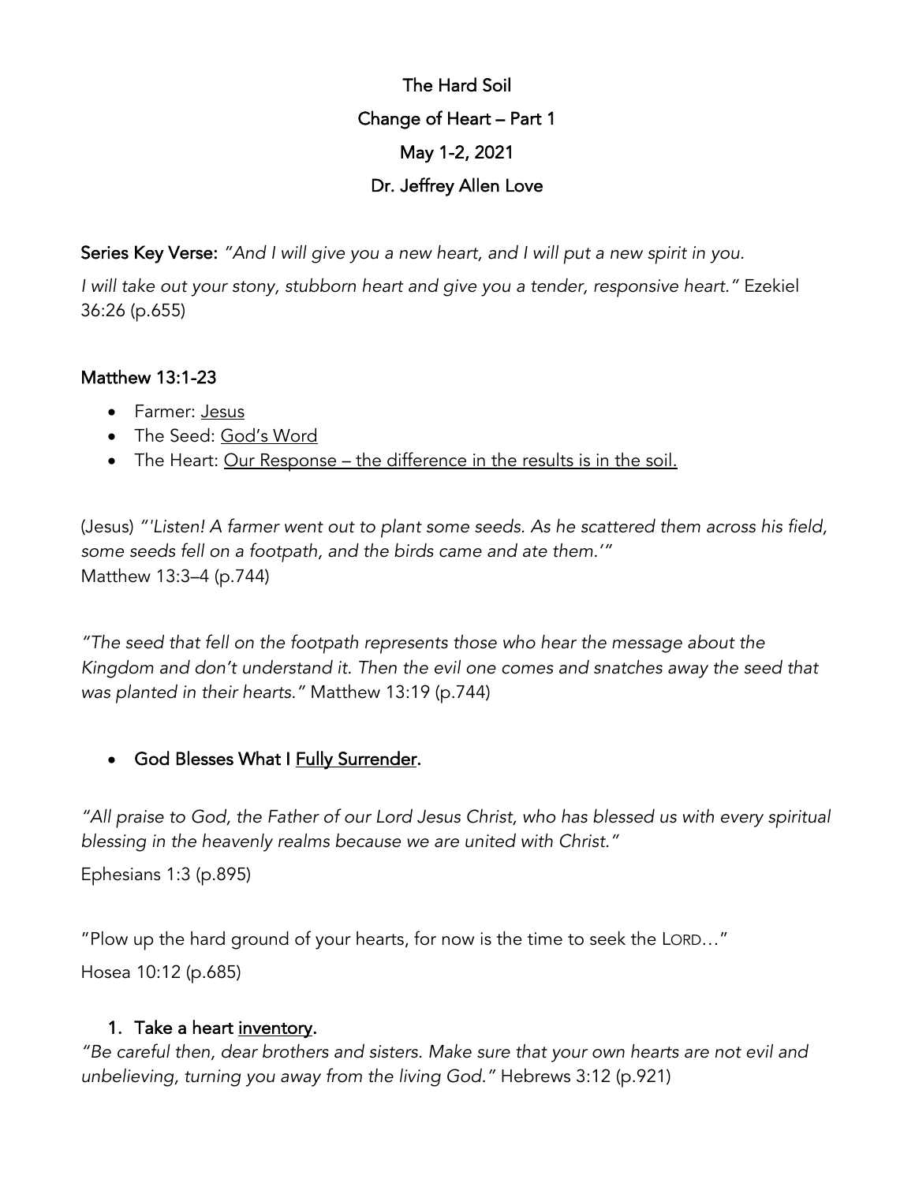# The Hard Soil

## Change of Heart – Part 1

### May 1-2, 2021

### Dr. Jeffrey Allen Love

**Series Key Verse:** *"And I will give you a new heart, and I will put a new spirit in you. I will take out your stony, stubborn heart and give you a tender, responsive heart."* Ezekiel 36:26 (p.655)

**Matthew 13:1-23**

- Farmer: <u>Jesus</u>
- The Seed: <u>God's Word</u>
- The Heart: <u>Our Response – the difference in the results is in the soil.</u>

(Jesus) *"'Listen! A farmer went out to plant some seeds. As he scattered them across his field, some seeds fell on a footpath, and the birds came and ate them.'"*
Matthew 13:3–4 (p.744)

*"The seed that fell on the footpath represents those who hear the message about the Kingdom and don't understand it. Then the evil one comes and snatches away the seed that was planted in their hearts."* Matthew 13:19 (p.744)

- **God Blesses What I <u>Fully Surrender</u>.**

*"All praise to God, the Father of our Lord Jesus Christ, who has blessed us with every spiritual blessing in the heavenly realms because we are united with Christ."*

Ephesians 1:3 (p.895)

"Plow up the hard ground of your hearts, for now is the time to seek the LORD…"

Hosea 10:12 (p.685)

1. **Take a heart <u>inventory</u>.**

*"Be careful then, dear brothers and sisters. Make sure that your own hearts are not evil and unbelieving, turning you away from the living God."* Hebrews 3:12 (p.921)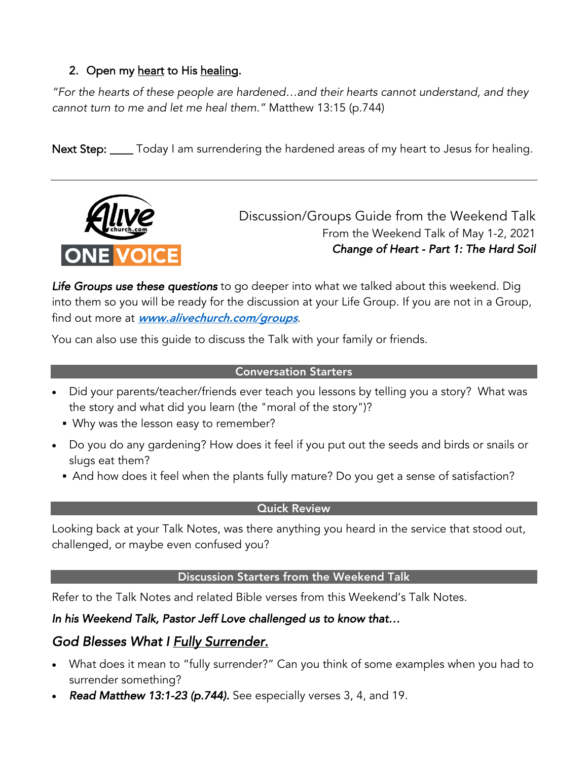2. Open my <u>heart</u> to His <u>healing</u>.

*"For the hearts of these people are hardened…and their hearts cannot understand, and they cannot turn to me and let me heal them."* Matthew 13:15 (p.744)

Next Step: ____ Today I am surrendering the hardened areas of my heart to Jesus for healing.

---

Alive church.com ONE VOICE

Discussion/Groups Guide from the Weekend Talk
From the Weekend Talk of May 1-2, 2021
*Change of Heart - Part 1: The Hard Soil*

***Life Groups use these questions*** to go deeper into what we talked about this weekend. Dig into them so you will be ready for the discussion at your Life Group. If you are not in a Group, find out more at [***www.alivechurch.com/groups***](http://www.alivechurch.com/groups).

You can also use this guide to discuss the Talk with your family or friends.

## Conversation Starters

- Did your parents/teacher/friends ever teach you lessons by telling you a story? What was the story and what did you learn (the "moral of the story")?
  - Why was the lesson easy to remember?
- Do you do any gardening? How does it feel if you put out the seeds and birds or snails or slugs eat them?
  - And how does it feel when the plants fully mature? Do you get a sense of satisfaction?

## Quick Review

Looking back at your Talk Notes, was there anything you heard in the service that stood out, challenged, or maybe even confused you?

## Discussion Starters from the Weekend Talk

Refer to the Talk Notes and related Bible verses from this Weekend's Talk Notes.

***In his Weekend Talk, Pastor Jeff Love challenged us to know that…***

### *God Blesses What I <u>Fully Surrender</u>.*

- What does it mean to "fully surrender?" Can you think of some examples when you had to surrender something?
- ***Read Matthew 13:1-23 (p.744).*** See especially verses 3, 4, and 19.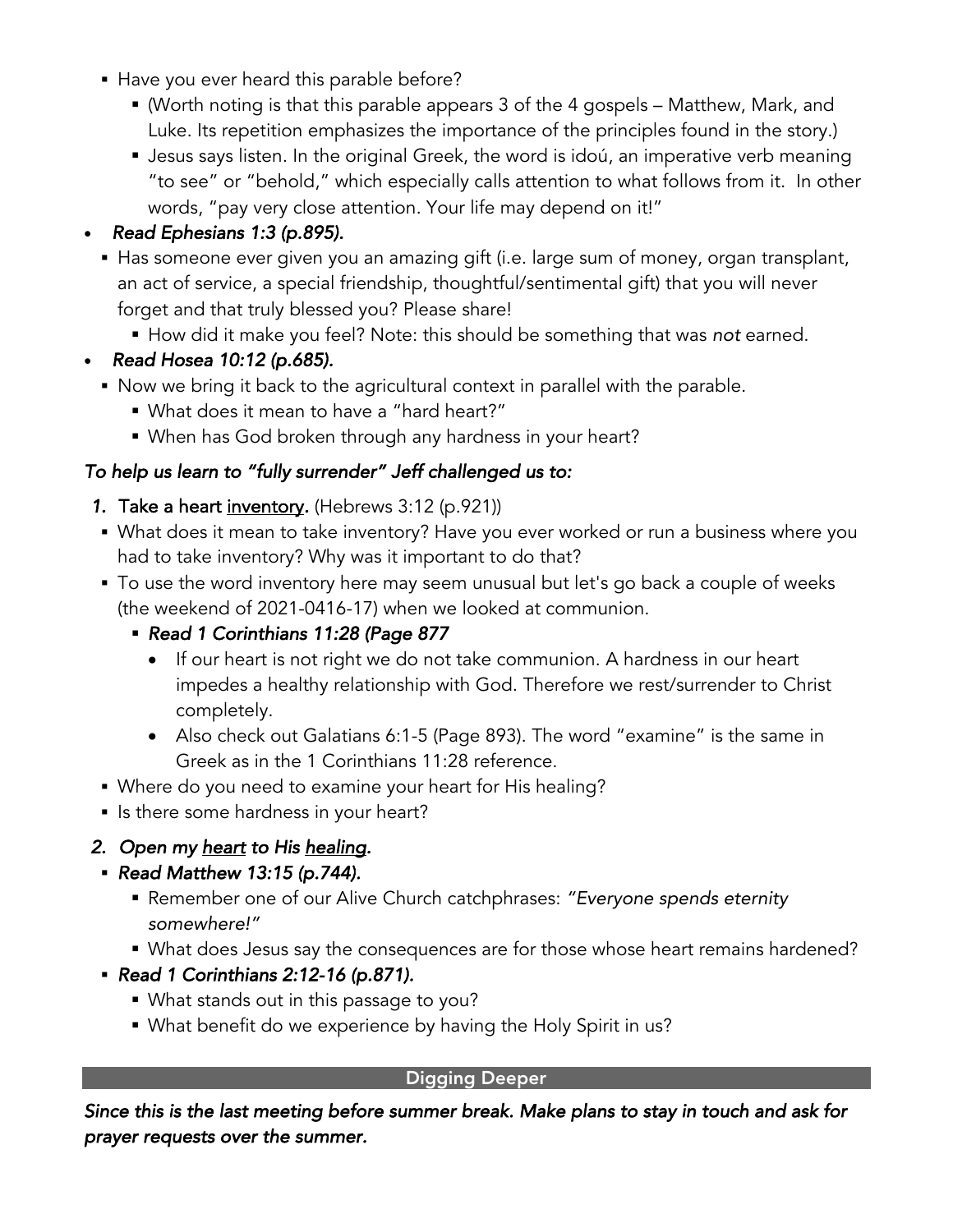- Have you ever heard this parable before?
  - (Worth noting is that this parable appears 3 of the 4 gospels – Matthew, Mark, and Luke. Its repetition emphasizes the importance of the principles found in the story.)
  - Jesus says listen. In the original Greek, the word is idoú, an imperative verb meaning "to see" or "behold," which especially calls attention to what follows from it. In other words, "pay very close attention. Your life may depend on it!"
- *Read Ephesians 1:3 (p.895).*
  - Has someone ever given you an amazing gift (i.e. large sum of money, organ transplant, an act of service, a special friendship, thoughtful/sentimental gift) that you will never forget and that truly blessed you? Please share!
    - How did it make you feel? Note: this should be something that was *not* earned.
- *Read Hosea 10:12 (p.685).*
  - Now we bring it back to the agricultural context in parallel with the parable.
    - What does it mean to have a "hard heart?"
    - When has God broken through any hardness in your heart?

***To help us learn to "fully surrender" Jeff challenged us to:***

1. **Take a heart <u>inventory</u>.** (Hebrews 3:12 (p.921))
   - What does it mean to take inventory? Have you ever worked or run a business where you had to take inventory? Why was it important to do that?
   - To use the word inventory here may seem unusual but let's go back a couple of weeks (the weekend of 2021-0416-17) when we looked at communion.
     - *Read 1 Corinthians 11:28 (Page 877*
       - If our heart is not right we do not take communion. A hardness in our heart impedes a healthy relationship with God. Therefore we rest/surrender to Christ completely.
       - Also check out Galatians 6:1-5 (Page 893). The word "examine" is the same in Greek as in the 1 Corinthians 11:28 reference.
   - Where do you need to examine your heart for His healing?
   - Is there some hardness in your heart?
2. *Open my <u>heart</u> to His <u>healing</u>.*
   - *Read Matthew 13:15 (p.744).*
     - Remember one of our Alive Church catchphrases: *"Everyone spends eternity somewhere!"*
     - What does Jesus say the consequences are for those whose heart remains hardened?
   - *Read 1 Corinthians 2:12-16 (p.871).*
     - What stands out in this passage to you?
     - What benefit do we experience by having the Holy Spirit in us?

## Digging Deeper

***Since this is the last meeting before summer break. Make plans to stay in touch and ask for prayer requests over the summer.***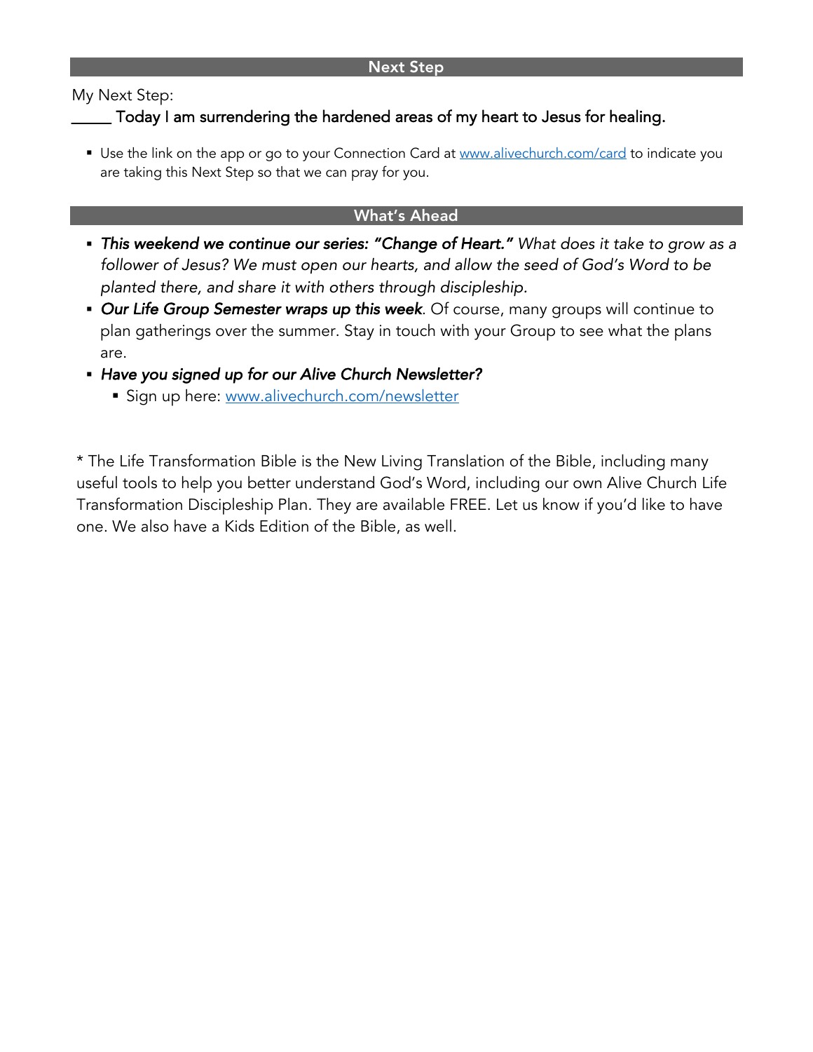## Next Step

My Next Step:

**_____ Today I am surrendering the hardened areas of my heart to Jesus for healing.**

- Use the link on the app or go to your Connection Card at [www.alivechurch.com/card](www.alivechurch.com/card) to indicate you are taking this Next Step so that we can pray for you.

## What's Ahead

- ***This weekend we continue our series: "Change of Heart."*** *What does it take to grow as a follower of Jesus? We must open our hearts, and allow the seed of God's Word to be planted there, and share it with others through discipleship.*
- ***Our Life Group Semester wraps up this week***. Of course, many groups will continue to plan gatherings over the summer. Stay in touch with your Group to see what the plans are.
- ***Have you signed up for our Alive Church Newsletter?***
  - Sign up here: [www.alivechurch.com/newsletter](www.alivechurch.com/newsletter)

* The Life Transformation Bible is the New Living Translation of the Bible, including many useful tools to help you better understand God's Word, including our own Alive Church Life Transformation Discipleship Plan. They are available FREE. Let us know if you'd like to have one. We also have a Kids Edition of the Bible, as well.